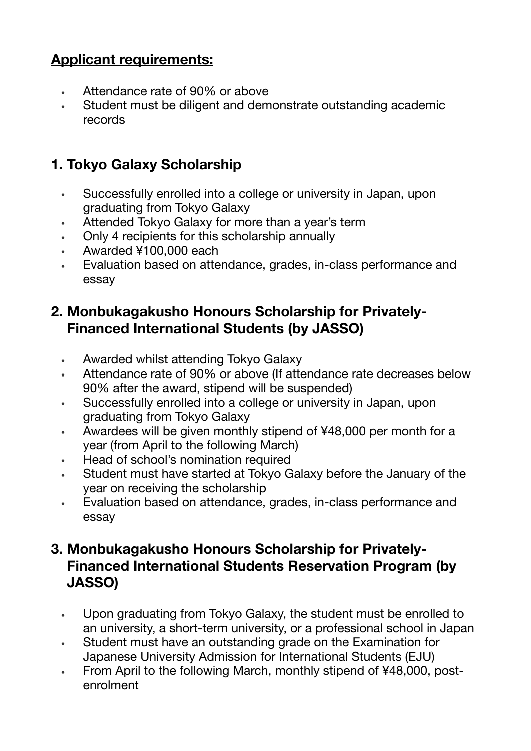**<u>Applicant requirements:</u>**

- Attendance rate of 90% or above
- Student must be diligent and demonstrate outstanding academic records

## 1. Tokyo Galaxy Scholarship

- Successfully enrolled into a college or university in Japan, upon graduating from Tokyo Galaxy
- Attended Tokyo Galaxy for more than a year's term
- Only 4 recipients for this scholarship annually
- Awarded ¥100,000 each
- Evaluation based on attendance, grades, in-class performance and essay

## 2. Monbukagakusho Honours Scholarship for Privately-Financed International Students (by JASSO)

- Awarded whilst attending Tokyo Galaxy
- Attendance rate of 90% or above (If attendance rate decreases below 90% after the award, stipend will be suspended)
- Successfully enrolled into a college or university in Japan, upon graduating from Tokyo Galaxy
- Awardees will be given monthly stipend of ¥48,000 per month for a year (from April to the following March)
- Head of school's nomination required
- Student must have started at Tokyo Galaxy before the January of the year on receiving the scholarship
- Evaluation based on attendance, grades, in-class performance and essay

## 3. Monbukagakusho Honours Scholarship for Privately-Financed International Students Reservation Program (by JASSO)

- Upon graduating from Tokyo Galaxy, the student must be enrolled to an university, a short-term university, or a professional school in Japan
- Student must have an outstanding grade on the Examination for Japanese University Admission for International Students (EJU)
- From April to the following March, monthly stipend of ¥48,000, post-enrolment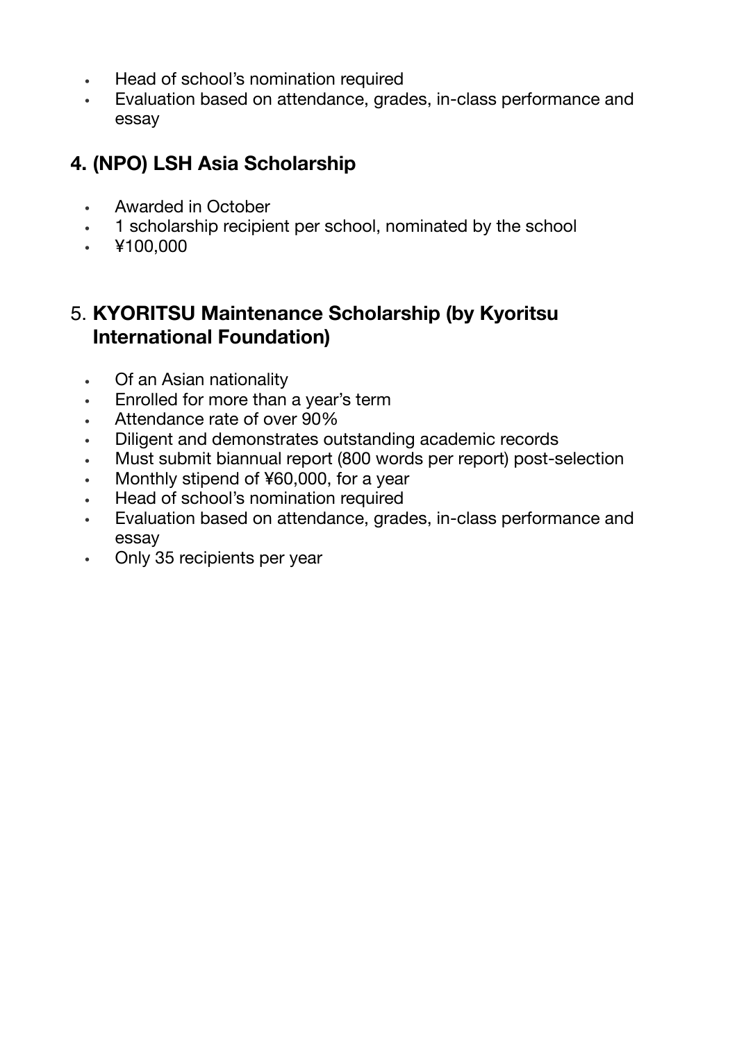- Head of school's nomination required
- Evaluation based on attendance, grades, in-class performance and essay

## 4. (NPO) LSH Asia Scholarship

- Awarded in October
- 1 scholarship recipient per school, nominated by the school
- ¥100,000

## 5. **KYORITSU Maintenance Scholarship (by Kyoritsu International Foundation)**

- Of an Asian nationality
- Enrolled for more than a year's term
- Attendance rate of over 90%
- Diligent and demonstrates outstanding academic records
- Must submit biannual report (800 words per report) post-selection
- Monthly stipend of ¥60,000, for a year
- Head of school's nomination required
- Evaluation based on attendance, grades, in-class performance and essay
- Only 35 recipients per year